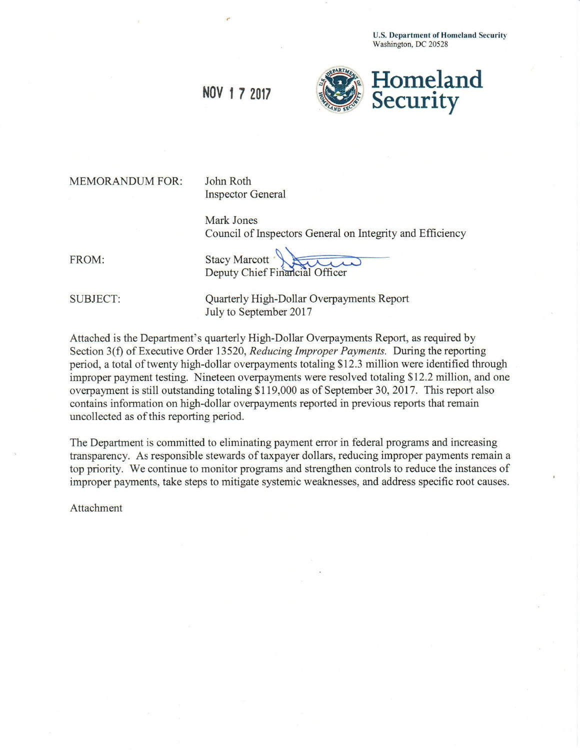U.S. Department of Homeland Security
Washington, DC 20528

**Homeland Security**

NOV 17 2017

MEMORANDUM FOR: John Roth
Inspector General

Mark Jones
Council of Inspectors General on Integrity and Efficiency

FROM: Stacy Marcott
Deputy Chief Financial Officer

SUBJECT: Quarterly High-Dollar Overpayments Report
July to September 2017

Attached is the Department's quarterly High-Dollar Overpayments Report, as required by Section 3(f) of Executive Order 13520, *Reducing Improper Payments.* During the reporting period, a total of twenty high-dollar overpayments totaling $12.3 million were identified through improper payment testing. Nineteen overpayments were resolved totaling $12.2 million, and one overpayment is still outstanding totaling $119,000 as of September 30, 2017. This report also contains information on high-dollar overpayments reported in previous reports that remain uncollected as of this reporting period.

The Department is committed to eliminating payment error in federal programs and increasing transparency. As responsible stewards of taxpayer dollars, reducing improper payments remain a top priority. We continue to monitor programs and strengthen controls to reduce the instances of improper payments, take steps to mitigate systemic weaknesses, and address specific root causes.

Attachment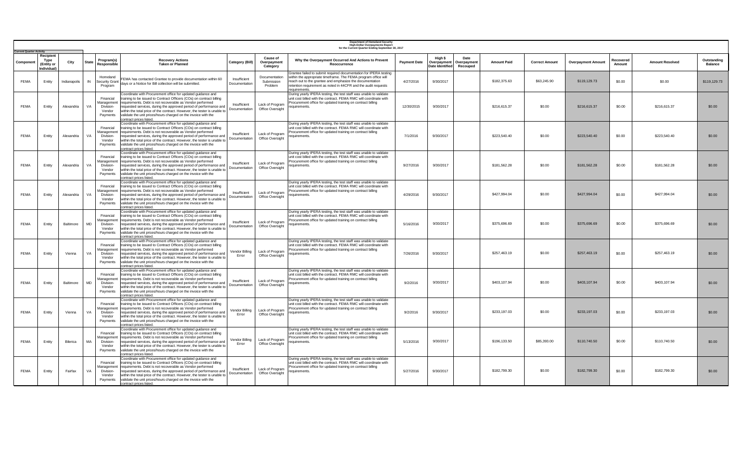**Department of Homeland Security**
**High-Dollar Overpayments Report**
**for the Current Quarter Ending September 30, 2017**

**Current Quarter Activity**

| Component | Recipient Type (Entity or Individual) | City | State | Program(s) Responsible | Recovery Actions Taken or Planned | Category (Bill) | Cause of Overpayment Category | Why the Overpayment Occurred And Actions to Prevent Reoccurrence | Payment Date | High $ Overpayment Date Identified | Date Overpayment Recouped | Amount Paid | Correct Amount | Overpayment Amount | Recovered Amount | Amount Resolved | Outstanding Balance |
|---|---|---|---|---|---|---|---|---|---|---|---|---|---|---|---|---|---|
| FEMA | Entity | Indianapolis | IN | Homeland Security Grant Program | FEMA has contacted Grantee to provide documentation within 60 days or a Notice for Bill collection will be submitted. | Insufficient Documentation | Documentation Submission Problem | Grantee failed to submit required documentation for IPERA testing within the appropriate timeframe. The FEMA program office will reach out to the grantee and emphasize the documentation retention requirement as noted in 44CFR and the audit requests requirements. | 4/27/2016 | 9/30/2017 | | $182,375.63 | $63,245.90 | $119,129.73 | $0.00 | $0.00 | $119,129.73 |
| FEMA | Entity | Alexandria | VA | Financial Management Division- Vendor Payments | Coordinate with Procurement office for updated guidance and training to be issued to Contract Officers (COs) on contract billing requirements. Debt is not recoverable as Vendor performed requested services, during the approved period of performance and within the total price of the contract. However, the tester is unable to validate the unit prices/hours charged on the invoice with the contract prices listed. | Insufficient Documentation | Lack of Program Office Oversight | During yearly IPERA testing, the test staff was unable to validate unit cost billed with the contract. FEMA RMC will coordinate with Procurement office for updated training on contract billing requirements. | 12/30/2015 | 9/30/2017 | | $216,615.37 | $0.00 | $216,615.37 | $0.00 | $216,615.37 | $0.00 |
| FEMA | Entity | Alexandria | VA | Financial Management Division- Vendor Payments | Coordinate with Procurement office for updated guidance and training to be issued to Contract Officers (COs) on contract billing requirements. Debt is not recoverable as Vendor performed requested services, during the approved period of performance and within the total price of the contract. However, the tester is unable to validate the unit prices/hours charged on the invoice with the contract prices listed. | Insufficient Documentation | Lack of Program Office Oversight | During yearly IPERA testing, the test staff was unable to validate unit cost billed with the contract. FEMA RMC will coordinate with Procurement office for updated training on contract billing requirements. | 7/1/2016 | 9/30/2017 | | $223,540.40 | $0.00 | $223,540.40 | $0.00 | $223,540.40 | $0.00 |
| FEMA | Entity | Alexandria | VA | Financial Management Division- Vendor Payments | Coordinate with Procurement office for updated guidance and training to be issued to Contract Officers (COs) on contract billing requirements. Debt is not recoverable as Vendor performed requested services, during the approved period of performance and within the total price of the contract. However, the tester is unable to validate the unit prices/hours charged on the invoice with the contract prices listed. | Insufficient Documentation | Lack of Program Office Oversight | During yearly IPERA testing, the test staff was unable to validate unit cost billed with the contract. FEMA RMC will coordinate with Procurement office for updated training on contract billing requirements. | 9/27/2016 | 9/30/2017 | | $181,562.28 | $0.00 | $181,562.28 | $0.00 | $181,562.28 | $0.00 |
| FEMA | Entity | Alexandria | VA | Financial Management Division- Vendor Payments | Coordinate with Procurement office for updated guidance and training to be issued to Contract Officers (COs) on contract billing requirements. Debt is not recoverable as Vendor performed requested services, during the approved period of performance and within the total price of the contract. However, the tester is unable to validate the unit prices/hours charged on the invoice with the contract prices listed. | Insufficient Documentation | Lack of Program Office Oversight | During yearly IPERA testing, the test staff was unable to validate unit cost billed with the contract. FEMA RMC will coordinate with Procurement office for updated training on contract billing requirements. | 4/29/2016 | 9/30/2017 | | $427,994.04 | $0.00 | $427,994.04 | $0.00 | $427,994.04 | $0.00 |
| FEMA | Entity | Baltimore | MD | Financial Management Division- Vendor Payments | Coordinate with Procurement office for updated guidance and training to be issued to Contract Officers (COs) on contract billing requirements. Debt is not recoverable as Vendor performed requested services, during the approved period of performance and within the total price of the contract. However, the tester is unable to validate the unit prices/hours charged on the invoice with the contract prices listed. | Insufficient Documentation | Lack of Program Office Oversight | During yearly IPERA testing, the test staff was unable to validate unit cost billed with the contract. FEMA RMC will coordinate with Procurement office for updated training on contract billing requirements. | 5/16/2016 | 9/30/2017 | | $375,696.69 | $0.00 | $375,696.69 | $0.00 | $375,696.69 | $0.00 |
| FEMA | Entity | Vienna | VA | Financial Management Division- Vendor Payments | Coordinate with Procurement office for updated guidance and training to be issued to Contract Officers (COs) on contract billing requirements. Debt is not recoverable as Vendor performed requested services, during the approved period of performance and within the total price of the contract. However, the tester is unable to validate the unit prices/hours charged on the invoice with the contract prices listed. | Vendor Billing Error | Lack of Program Office Oversight | During yearly IPERA testing, the test staff was unable to validate unit cost billed with the contract. FEMA RMC will coordinate with Procurement office for updated training on contract billing requirements. | 7/26/2016 | 9/30/2017 | | $257,463.19 | $0.00 | $257,463.19 | $0.00 | $257,463.19 | $0.00 |
| FEMA | Entity | Baltimore | MD | Financial Management Division- Vendor Payments | Coordinate with Procurement office for updated guidance and training to be issued to Contract Officers (COs) on contract billing requirements. Debt is not recoverable as Vendor performed requested services, during the approved period of performance and within the total price of the contract. However, the tester is unable to validate the unit prices/hours charged on the invoice with the contract prices listed. | Insufficient Documentation | Lack of Program Office Oversight | During yearly IPERA testing, the test staff was unable to validate unit cost billed with the contract. FEMA RMC will coordinate with Procurement office for updated training on contract billing requirements. | 9/2/2016 | 9/30/2017 | | $403,107.94 | $0.00 | $403,107.94 | $0.00 | $403,107.94 | $0.00 |
| FEMA | Entity | Vienna | VA | Financial Management Division- Vendor Payments | Coordinate with Procurement office for updated guidance and training to be issued to Contract Officers (COs) on contract billing requirements. Debt is not recoverable as Vendor performed requested services, during the approved period of performance and within the total price of the contract. However, the tester is unable to validate the unit prices/hours charged on the invoice with the contract prices listed. | Vendor Billing Error | Lack of Program Office Oversight | During yearly IPERA testing, the test staff was unable to validate unit cost billed with the contract. FEMA RMC will coordinate with Procurement office for updated training on contract billing requirements. | 9/2/2016 | 9/30/2017 | | $233,197.03 | $0.00 | $233,197.03 | $0.00 | $233,197.03 | $0.00 |
| FEMA | Entity | Billerica | MA | Financial Management Division- Vendor Payments | Coordinate with Procurement office for updated guidance and training to be issued to Contract Officers (COs) on contract billing requirements. Debt is not recoverable as Vendor performed requested services, during the approved period of performance and within the total price of the contract. However, the tester is unable to validate the unit prices/hours charged on the invoice with the contract prices listed. | Vendor Billing Error | Lack of Program Office Oversight | During yearly IPERA testing, the test staff was unable to validate unit cost billed with the contract. FEMA RMC will coordinate with Procurement office for updated training on contract billing requirements. | 5/13/2016 | 9/30/2017 | | $196,133.50 | $85,393.00 | $110,740.50 | $0.00 | $110,740.50 | $0.00 |
| FEMA | Entity | Fairfax | VA | Financial Management Division- Vendor Payments | Coordinate with Procurement office for updated guidance and training to be issued to Contract Officers (COs) on contract billing requirements. Debt is not recoverable as Vendor performed requested services, during the approved period of performance and within the total price of the contract. However, the tester is unable to validate the unit prices/hours charged on the invoice with the contract prices listed. | Insufficient Documentation | Lack of Program Office Oversight | During yearly IPERA testing, the test staff was unable to validate unit cost billed with the contract. FEMA RMC will coordinate with Procurement office for updated training on contract billing requirements. | 5/27/2016 | 9/30/2017 | | $182,799.30 | $0.00 | $182,799.30 | $0.00 | $182,799.30 | $0.00 |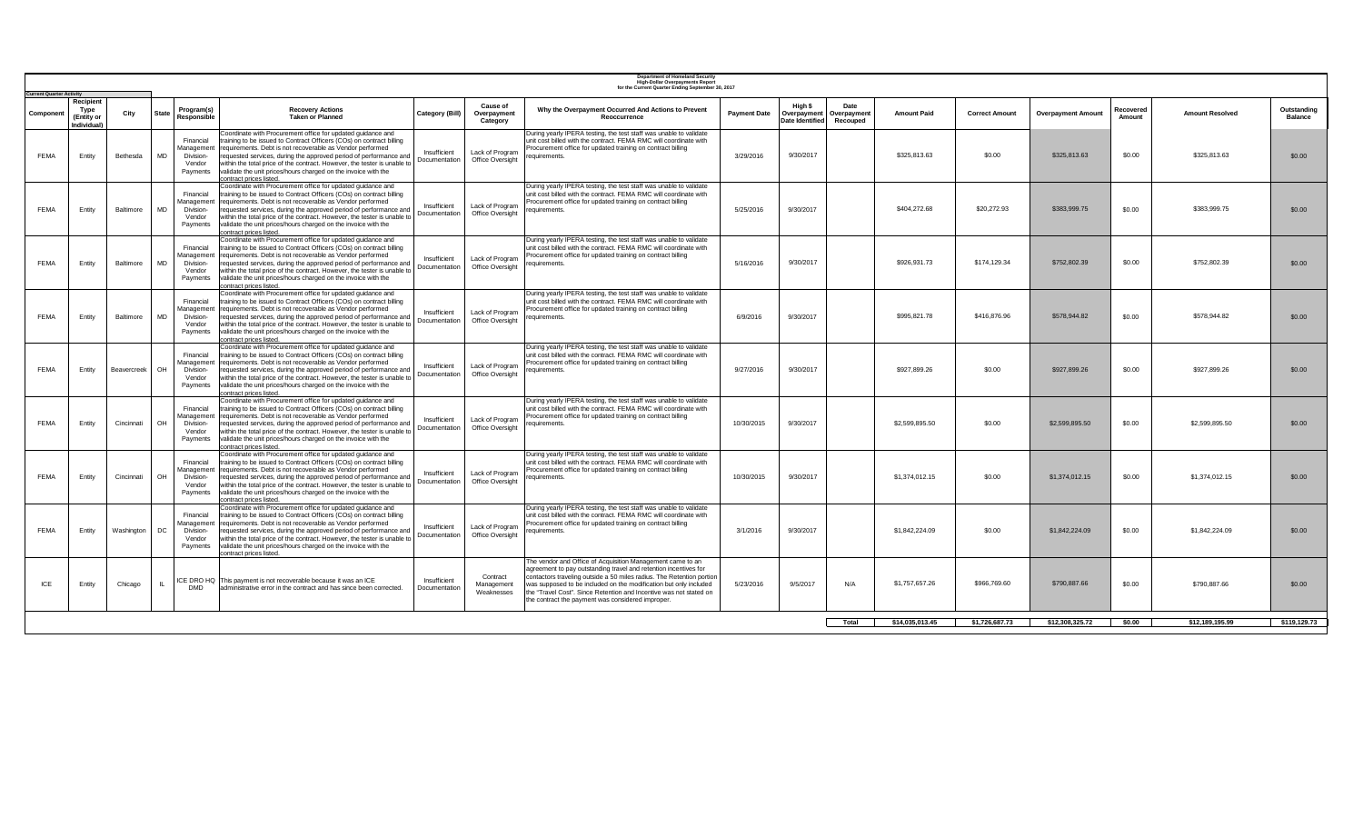**Department of Homeland Security**
**High-Dollar Overpayments Report**
**for the Current Quarter Ending September 30, 2017**

Current Quarter Activity

| Component | Recipient Type (Entity or Individual) | City | State | Program(s) Responsible | Recovery Actions Taken or Planned | Category (Bill) | Cause of Overpayment Category | Why the Overpayment Occurred And Actions to Prevent Reoccurrence | Payment Date | High $ Overpayment Date Identified | Date Overpayment Recouped | Amount Paid | Correct Amount | Overpayment Amount | Recovered Amount | Amount Resolved | Outstanding Balance |
|---|---|---|---|---|---|---|---|---|---|---|---|---|---|---|---|---|---|
| FEMA | Entity | Bethesda | MD | Financial Management Division-Vendor Payments | Coordinate with Procurement office for updated guidance and training to be issued to Contract Officers (COs) on contract billing requirements. Debt is not recoverable as Vendor performed requested services, during the approved period of performance and within the total price of the contract. However, the tester is unable to validate the unit prices/hours charged on the invoice with the contract prices listed. | Insufficient Documentation | Lack of Program Office Oversight | During yearly IPERA testing, the test staff was unable to validate unit cost billed with the contract. FEMA RMC will coordinate with Procurement office for updated training on contract billing requirements. | 3/29/2016 | 9/30/2017 | | $325,813.63 | $0.00 | $325,813.63 | $0.00 | $325,813.63 | $0.00 |
| FEMA | Entity | Baltimore | MD | Financial Management Division-Vendor Payments | Coordinate with Procurement office for updated guidance and training to be issued to Contract Officers (COs) on contract billing requirements. Debt is not recoverable as Vendor performed requested services, during the approved period of performance and within the total price of the contract. However, the tester is unable to validate the unit prices/hours charged on the invoice with the contract prices listed. | Insufficient Documentation | Lack of Program Office Oversight | During yearly IPERA testing, the test staff was unable to validate unit cost billed with the contract. FEMA RMC will coordinate with Procurement office for updated training on contract billing requirements. | 5/25/2016 | 9/30/2017 | | $404,272.68 | $20,272.93 | $383,999.75 | $0.00 | $383,999.75 | $0.00 |
| FEMA | Entity | Baltimore | MD | Financial Management Division-Vendor Payments | Coordinate with Procurement office for updated guidance and training to be issued to Contract Officers (COs) on contract billing requirements. Debt is not recoverable as Vendor performed requested services, during the approved period of performance and within the total price of the contract. However, the tester is unable to validate the unit prices/hours charged on the invoice with the contract prices listed. | Insufficient Documentation | Lack of Program Office Oversight | During yearly IPERA testing, the test staff was unable to validate unit cost billed with the contract. FEMA RMC will coordinate with Procurement office for updated training on contract billing requirements. | 5/16/2016 | 9/30/2017 | | $926,931.73 | $174,129.34 | $752,802.39 | $0.00 | $752,802.39 | $0.00 |
| FEMA | Entity | Baltimore | MD | Financial Management Division-Vendor Payments | Coordinate with Procurement office for updated guidance and training to be issued to Contract Officers (COs) on contract billing requirements. Debt is not recoverable as Vendor performed requested services, during the approved period of performance and within the total price of the contract. However, the tester is unable to validate the unit prices/hours charged on the invoice with the contract prices listed. | Insufficient Documentation | Lack of Program Office Oversight | During yearly IPERA testing, the test staff was unable to validate unit cost billed with the contract. FEMA RMC will coordinate with Procurement office for updated training on contract billing requirements. | 6/9/2016 | 9/30/2017 | | $995,821.78 | $416,876.96 | $578,944.82 | $0.00 | $578,944.82 | $0.00 |
| FEMA | Entity | Beavercreek | OH | Financial Management Division-Vendor Payments | Coordinate with Procurement office for updated guidance and training to be issued to Contract Officers (COs) on contract billing requirements. Debt is not recoverable as Vendor performed requested services, during the approved period of performance and within the total price of the contract. However, the tester is unable to validate the unit prices/hours charged on the invoice with the contract prices listed. | Insufficient Documentation | Lack of Program Office Oversight | During yearly IPERA testing, the test staff was unable to validate unit cost billed with the contract. FEMA RMC will coordinate with Procurement office for updated training on contract billing requirements. | 9/27/2016 | 9/30/2017 | | $927,899.26 | $0.00 | $927,899.26 | $0.00 | $927,899.26 | $0.00 |
| FEMA | Entity | Cincinnati | OH | Financial Management Division-Vendor Payments | Coordinate with Procurement office for updated guidance and training to be issued to Contract Officers (COs) on contract billing requirements. Debt is not recoverable as Vendor performed requested services, during the approved period of performance and within the total price of the contract. However, the tester is unable to validate the unit prices/hours charged on the invoice with the contract prices listed. | Insufficient Documentation | Lack of Program Office Oversight | During yearly IPERA testing, the test staff was unable to validate unit cost billed with the contract. FEMA RMC will coordinate with Procurement office for updated training on contract billing requirements. | 10/30/2015 | 9/30/2017 | | $2,599,895.50 | $0.00 | $2,599,895.50 | $0.00 | $2,599,895.50 | $0.00 |
| FEMA | Entity | Cincinnati | OH | Financial Management Division-Vendor Payments | Coordinate with Procurement office for updated guidance and training to be issued to Contract Officers (COs) on contract billing requirements. Debt is not recoverable as Vendor performed requested services, during the approved period of performance and within the total price of the contract. However, the tester is unable to validate the unit prices/hours charged on the invoice with the contract prices listed. | Insufficient Documentation | Lack of Program Office Oversight | During yearly IPERA testing, the test staff was unable to validate unit cost billed with the contract. FEMA RMC will coordinate with Procurement office for updated training on contract billing requirements. | 10/30/2015 | 9/30/2017 | | $1,374,012.15 | $0.00 | $1,374,012.15 | $0.00 | $1,374,012.15 | $0.00 |
| FEMA | Entity | Washington | DC | Financial Management Division-Vendor Payments | Coordinate with Procurement office for updated guidance and training to be issued to Contract Officers (COs) on contract billing requirements. Debt is not recoverable as Vendor performed requested services, during the approved period of performance and within the total price of the contract. However, the tester is unable to validate the unit prices/hours charged on the invoice with the contract prices listed. | Insufficient Documentation | Lack of Program Office Oversight | During yearly IPERA testing, the test staff was unable to validate unit cost billed with the contract. FEMA RMC will coordinate with Procurement office for updated training on contract billing requirements. | 3/1/2016 | 9/30/2017 | | $1,842,224.09 | $0.00 | $1,842,224.09 | $0.00 | $1,842,224.09 | $0.00 |
| ICE | Entity | Chicago | IL | ICE DRO HQ DMD | This payment is not recoverable because it was an ICE administrative error in the contract and has since been corrected. | Insufficient Documentation | Contract Management Weaknesses | The vendor and Office of Acquisition Management came to an agreement to pay outstanding travel and retention incentives for contactors traveling outside a 50 miles radius. The Retention portion was supposed to be included on the modification but only included the "Travel Cost". Since Retention and Incentive was not stated on the contract the payment was considered improper. | 5/23/2016 | 9/5/2017 | N/A | $1,757,657.26 | $966,769.60 | $790,887.66 | $0.00 | $790,887.66 | $0.00 |
| | | | | | | | | | | | Total | $14,035,013.45 | $1,726,687.73 | $12,308,325.72 | $0.00 | $12,189,195.99 | $119,129.73 |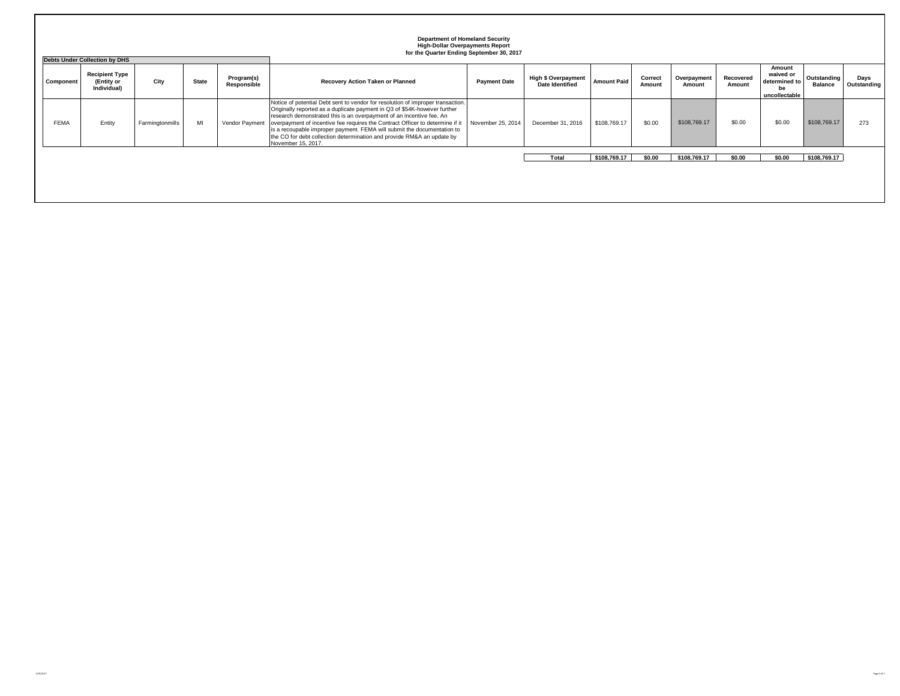**Department of Homeland Security**
**High-Dollar Overpayments Report**
**for the Quarter Ending September 30, 2017**

**Debts Under Collection by DHS**

| Component | Recipient Type (Entity or Individual) | City | State | Program(s) Responsible | Recovery Action Taken or Planned | Payment Date | High $ Overpayment Date Identified | Amount Paid | Correct Amount | Overpayment Amount | Recovered Amount | Amount waived or determined to be uncollectable | Outstanding Balance | Days Outstanding |
|---|---|---|---|---|---|---|---|---|---|---|---|---|---|---|
| FEMA | Entity | Farmingtonmills | MI | Vendor Payment | Notice of potential Debt sent to vendor for resolution of improper transaction. Originally reported as a duplicate payment in Q3 of $54K-however further research demonstrated this is an overpayment of an incentive fee. An overpayment of incentive fee requires the Contract Officer to determine if it is a recoupable improper payment. FEMA will submit the documentation to the CO for debt collection determination and provide RM&A an update by November 15, 2017. | November 25, 2014 | December 31, 2016 | $108,769.17 | $0.00 | $108,769.17 | $0.00 | $0.00 | $108,769.17 | 273 |
| | | | | | | | **Total** | **$108,769.17** | **$0.00** | **$108,769.17** | **$0.00** | **$0.00** | **$108,769.17** | |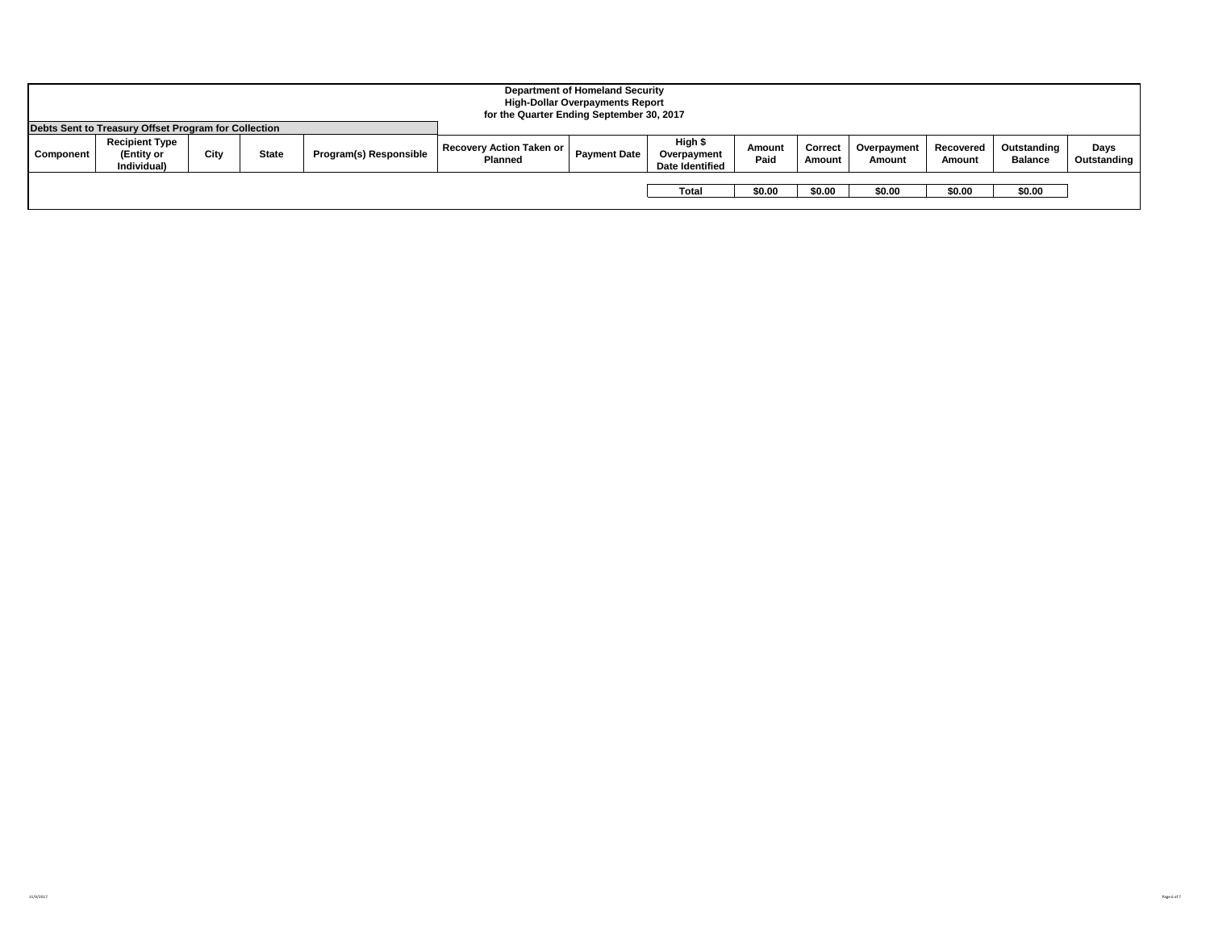**Department of Homeland Security**
**High-Dollar Overpayments Report**
**for the Quarter Ending September 30, 2017**

**Debts Sent to Treasury Offset Program for Collection**

| Component | Recipient Type (Entity or Individual) | City | State | Program(s) Responsible | Recovery Action Taken or Planned | Payment Date | High $ Overpayment Date Identified | Amount Paid | Correct Amount | Overpayment Amount | Recovered Amount | Outstanding Balance | Days Outstanding |
|---|---|---|---|---|---|---|---|---|---|---|---|---|---|
| | | | | | | | Total | $0.00 | $0.00 | $0.00 | $0.00 | $0.00 | |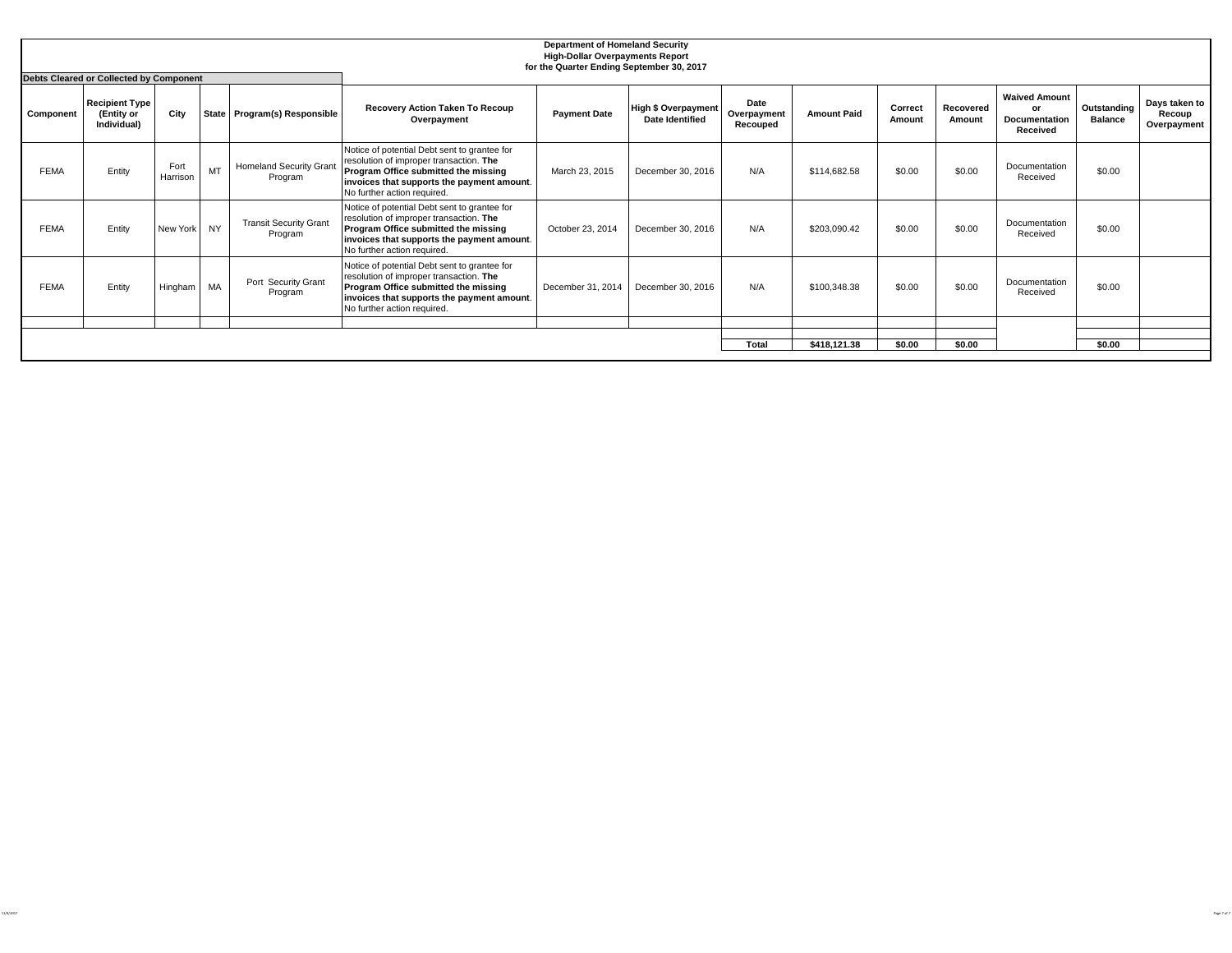**Department of Homeland Security**
**High-Dollar Overpayments Report**
**for the Quarter Ending September 30, 2017**

**Debts Cleared or Collected by Component**

| Component | Recipient Type (Entity or Individual) | City | State | Program(s) Responsible | Recovery Action Taken To Recoup Overpayment | Payment Date | High $ Overpayment Date Identified | Date Overpayment Recouped | Amount Paid | Correct Amount | Recovered Amount | Waived Amount or Documentation Received | Outstanding Balance | Days taken to Recoup Overpayment |
|---|---|---|---|---|---|---|---|---|---|---|---|---|---|---|
| FEMA | Entity | Fort Harrison | MT | Homeland Security Grant Program | Notice of potential Debt sent to grantee for resolution of improper transaction. **The Program Office submitted the missing invoices that supports the payment amount**. No further action required. | March 23, 2015 | December 30, 2016 | N/A | $114,682.58 | $0.00 | $0.00 | Documentation Received | $0.00 | |
| FEMA | Entity | New York | NY | Transit Security Grant Program | Notice of potential Debt sent to grantee for resolution of improper transaction. **The Program Office submitted the missing invoices that supports the payment amount**. No further action required. | October 23, 2014 | December 30, 2016 | N/A | $203,090.42 | $0.00 | $0.00 | Documentation Received | $0.00 | |
| FEMA | Entity | Hingham | MA | Port Security Grant Program | Notice of potential Debt sent to grantee for resolution of improper transaction. **The Program Office submitted the missing invoices that supports the payment amount**. No further action required. | December 31, 2014 | December 30, 2016 | N/A | $100,348.38 | $0.00 | $0.00 | Documentation Received | $0.00 | |
| | | | | | | | | **Total** | **$418,121.38** | **$0.00** | **$0.00** | | **$0.00** | |